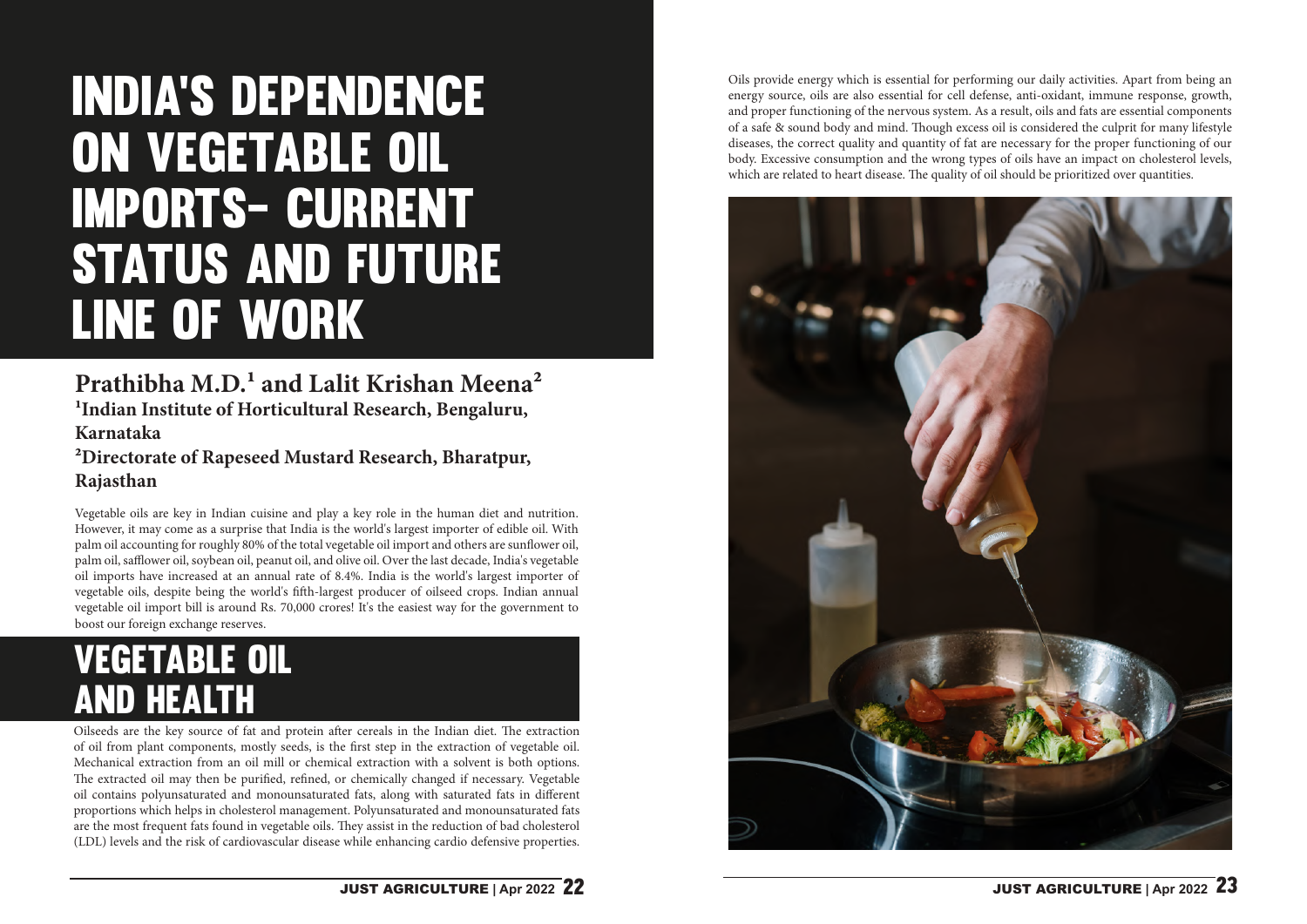# INDIA'S DEPENDENCE ON VEGETABLE OIL IMPORTS- CURRENT STATUS AND FUTURE LINE OF WORK

**Prathibha M.D.[1] and Lalit Krishan Meena[2]**

**[1]Indian Institute of Horticultural Research, Bengaluru, Karnataka**

**[2]Directorate of Rapeseed Mustard Research, Bharatpur, Rajasthan**

Vegetable oils are key in Indian cuisine and play a key role in the human diet and nutrition. However, it may come as a surprise that India is the world's largest importer of edible oil. With palm oil accounting for roughly 80% of the total vegetable oil import and others are sunflower oil, palm oil, safflower oil, soybean oil, peanut oil, and olive oil. Over the last decade, India's vegetable oil imports have increased at an annual rate of 8.4%. India is the world's largest importer of vegetable oils, despite being the world's fifth-largest producer of oilseed crops. Indian annual vegetable oil import bill is around Rs. 70,000 crores! It's the easiest way for the government to boost our foreign exchange reserves.

## VEGETABLE OIL AND HEALTH

Oilseeds are the key source of fat and protein after cereals in the Indian diet. The extraction of oil from plant components, mostly seeds, is the first step in the extraction of vegetable oil. Mechanical extraction from an oil mill or chemical extraction with a solvent is both options. The extracted oil may then be purified, refined, or chemically changed if necessary. Vegetable oil contains polyunsaturated and monounsaturated fats, along with saturated fats in different proportions which helps in cholesterol management. Polyunsaturated and monounsaturated fats are the most frequent fats found in vegetable oils. They assist in the reduction of bad cholesterol (LDL) levels and the risk of cardiovascular disease while enhancing cardio defensive properties.

Oils provide energy which is essential for performing our daily activities. Apart from being an energy source, oils are also essential for cell defense, anti-oxidant, immune response, growth, and proper functioning of the nervous system. As a result, oils and fats are essential components of a safe & sound body and mind. Though excess oil is considered the culprit for many lifestyle diseases, the correct quality and quantity of fat are necessary for the proper functioning of our body. Excessive consumption and the wrong types of oils have an impact on cholesterol levels, which are related to heart disease. The quality of oil should be prioritized over quantities.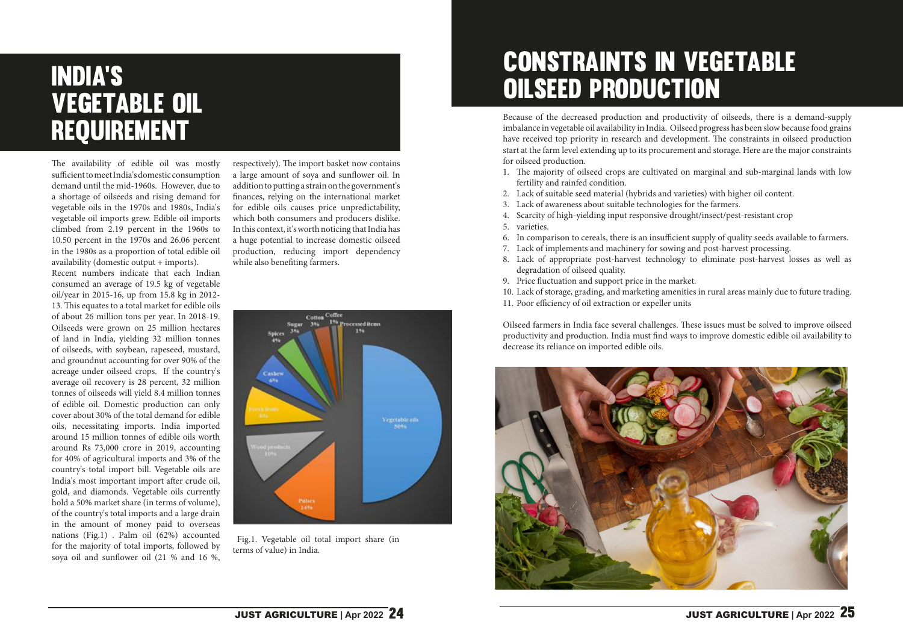# INDIA'S VEGETABLE OIL REQUIREMENT

The availability of edible oil was mostly sufficient to meet India's domestic consumption demand until the mid-1960s. However, due to a shortage of oilseeds and rising demand for vegetable oils in the 1970s and 1980s, India's vegetable oil imports grew. Edible oil imports climbed from 2.19 percent in the 1960s to 10.50 percent in the 1970s and 26.06 percent in the 1980s as a proportion of total edible oil availability (domestic output + imports).

Recent numbers indicate that each Indian consumed an average of 19.5 kg of vegetable oil/year in 2015-16, up from 15.8 kg in 2012-13. This equates to a total market for edible oils of about 26 million tons per year. In 2018-19. Oilseeds were grown on 25 million hectares of land in India, yielding 32 million tonnes of oilseeds, with soybean, rapeseed, mustard, and groundnut accounting for over 90% of the acreage under oilseed crops. If the country's average oil recovery is 28 percent, 32 million tonnes of oilseeds will yield 8.4 million tonnes of edible oil. Domestic production can only cover about 30% of the total demand for edible oils, necessitating imports. India imported around 15 million tonnes of edible oils worth around Rs 73,000 crore in 2019, accounting for 40% of agricultural imports and 3% of the country's total import bill. Vegetable oils are India's most important import after crude oil, gold, and diamonds. Vegetable oils currently hold a 50% market share (in terms of volume), of the country's total imports and a large drain in the amount of money paid to overseas nations (Fig.1) . Palm oil (62%) accounted for the majority of total imports, followed by soya oil and sunflower oil (21 % and 16 %, respectively). The import basket now contains a large amount of soya and sunflower oil. In addition to putting a strain on the government's finances, relying on the international market for edible oils causes price unpredictability, which both consumers and producers dislike. In this context, it's worth noticing that India has a huge potential to increase domestic oilseed production, reducing import dependency while also benefiting farmers.

Fig.1. Vegetable oil total import share (in terms of value) in India.

# CONSTRAINTS IN VEGETABLE OILSEED PRODUCTION

Because of the decreased production and productivity of oilseeds, there is a demand-supply imbalance in vegetable oil availability in India. Oilseed progress has been slow because food grains have received top priority in research and development. The constraints in oilseed production start at the farm level extending up to its procurement and storage. Here are the major constraints for oilseed production.

1. The majority of oilseed crops are cultivated on marginal and sub-marginal lands with low fertility and rainfed condition.
2. Lack of suitable seed material (hybrids and varieties) with higher oil content.
3. Lack of awareness about suitable technologies for the farmers.
4. Scarcity of high-yielding input responsive drought/insect/pest-resistant crop
5. varieties.
6. In comparison to cereals, there is an insufficient supply of quality seeds available to farmers.
7. Lack of implements and machinery for sowing and post-harvest processing.
8. Lack of appropriate post-harvest technology to eliminate post-harvest losses as well as degradation of oilseed quality.
9. Price fluctuation and support price in the market.
10. Lack of storage, grading, and marketing amenities in rural areas mainly due to future trading.
11. Poor efficiency of oil extraction or expeller units

Oilseed farmers in India face several challenges. These issues must be solved to improve oilseed productivity and production. India must find ways to improve domestic edible oil availability to decrease its reliance on imported edible oils.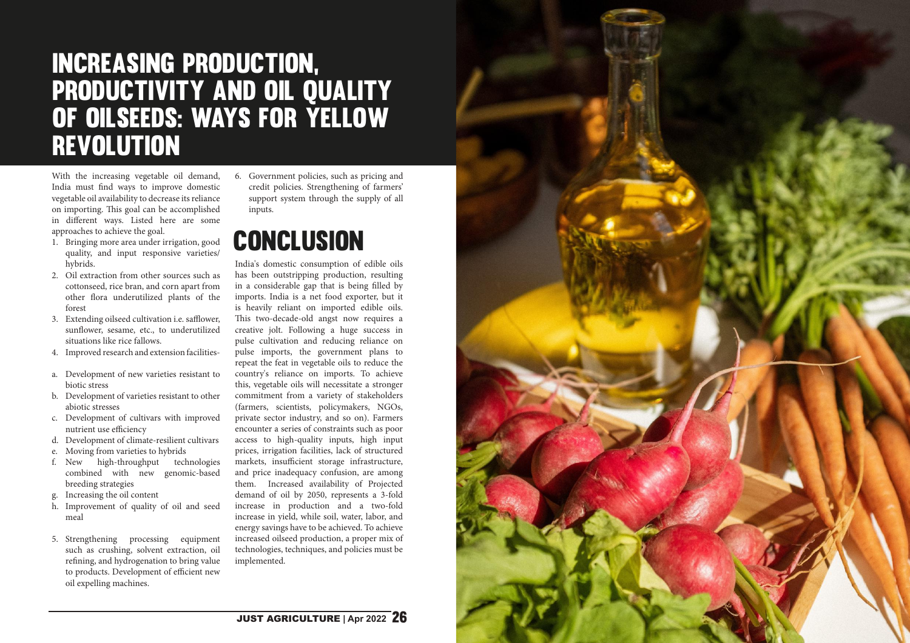# INCREASING PRODUCTION, PRODUCTIVITY AND OIL QUALITY OF OILSEEDS: WAYS FOR YELLOW REVOLUTION

With the increasing vegetable oil demand, India must find ways to improve domestic vegetable oil availability to decrease its reliance on importing. This goal can be accomplished in different ways. Listed here are some approaches to achieve the goal.

1. Bringing more area under irrigation, good quality, and input responsive varieties/ hybrids.
2. Oil extraction from other sources such as cottonseed, rice bran, and corn apart from other flora underutilized plants of the forest
3. Extending oilseed cultivation i.e. safflower, sunflower, sesame, etc., to underutilized situations like rice fallows.
4. Improved research and extension facilities-
   a. Development of new varieties resistant to biotic stress
   b. Development of varieties resistant to other abiotic stresses
   c. Development of cultivars with improved nutrient use efficiency
   d. Development of climate-resilient cultivars
   e. Moving from varieties to hybrids
   f. New high-throughput technologies combined with new genomic-based breeding strategies
   g. Increasing the oil content
   h. Improvement of quality of oil and seed meal
5. Strengthening processing equipment such as crushing, solvent extraction, oil refining, and hydrogenation to bring value to products. Development of efficient new oil expelling machines.
6. Government policies, such as pricing and credit policies. Strengthening of farmers' support system through the supply of all inputs.

## CONCLUSION

India's domestic consumption of edible oils has been outstripping production, resulting in a considerable gap that is being filled by imports. India is a net food exporter, but it is heavily reliant on imported edible oils. This two-decade-old angst now requires a creative jolt. Following a huge success in pulse cultivation and reducing reliance on pulse imports, the government plans to repeat the feat in vegetable oils to reduce the country's reliance on imports. To achieve this, vegetable oils will necessitate a stronger commitment from a variety of stakeholders (farmers, scientists, policymakers, NGOs, private sector industry, and so on). Farmers encounter a series of constraints such as poor access to high-quality inputs, high input prices, irrigation facilities, lack of structured markets, insufficient storage infrastructure, and price inadequacy confusion, are among them. Increased availability of Projected demand of oil by 2050, represents a 3-fold increase in production and a two-fold increase in yield, while soil, water, labor, and energy savings have to be achieved. To achieve increased oilseed production, a proper mix of technologies, techniques, and policies must be implemented.